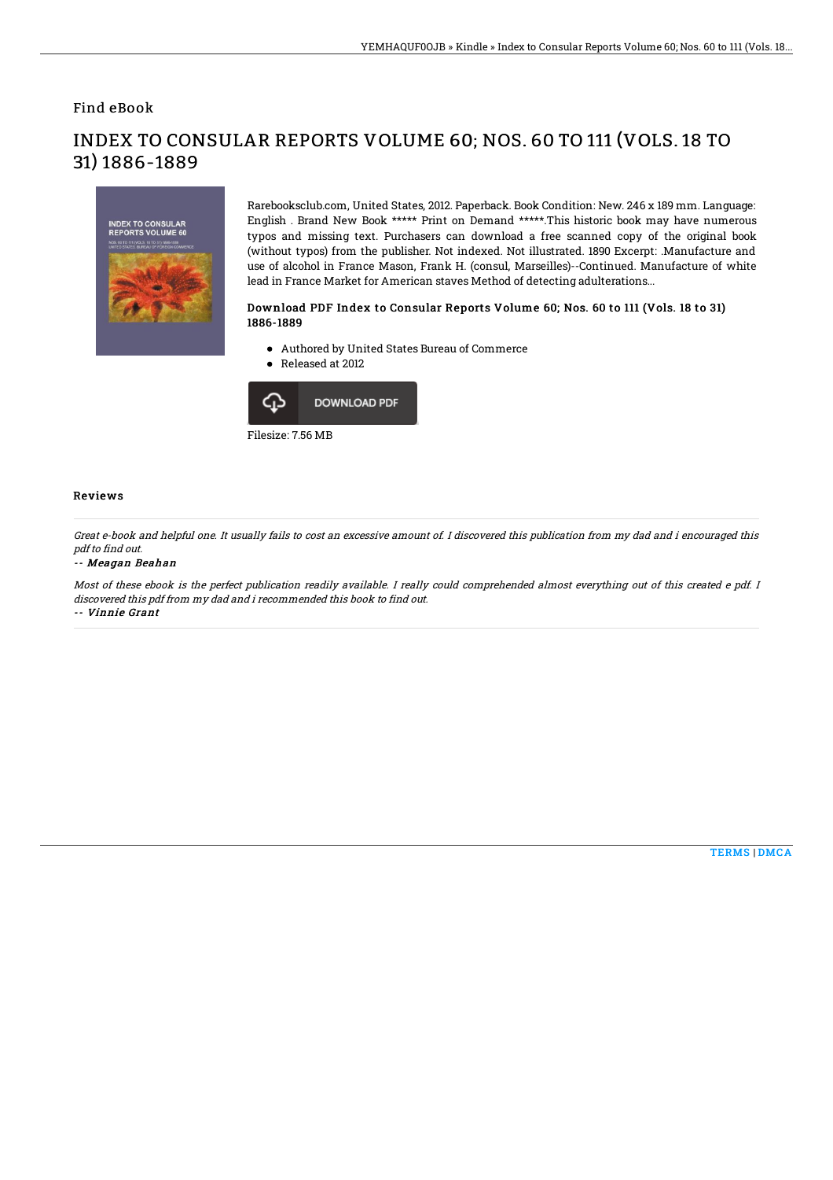Find eBook

# INDEX TO CONSULAR REPORTS VOLUME 60; NOS. 60 TO 111 (VOLS. 18 TO 31) 1886-1889

Rarebooksclub.com, United States, 2012. Paperback. Book Condition: New. 246 x 189 mm. Language: English . Brand New Book ***** Print on Demand *****.This historic book may have numerous typos and missing text. Purchasers can download a free scanned copy of the original book (without typos) from the publisher. Not indexed. Not illustrated. 1890 Excerpt: .Manufacture and use of alcohol in France Mason, Frank H. (consul, Marseilles)--Continued. Manufacture of white lead in France Market for American staves Method of detecting adulterations...

### Download PDF Index to Consular Reports Volume 60; Nos. 60 to 111 (Vols. 18 to 31) 1886-1889

- Authored by United States Bureau of Commerce
- Released at 2012

DOWNLOAD PDF

Filesize: 7.56 MB

## Reviews

*Great e-book and helpful one. It usually fails to cost an excessive amount of. I discovered this publication from my dad and i encouraged this pdf to find out.*

*-- Meagan Beahan*

*Most of these ebook is the perfect publication readily available. I really could comprehended almost everything out of this created e pdf. I discovered this pdf from my dad and i recommended this book to find out.*

*-- Vinnie Grant*

TERMS | DMCA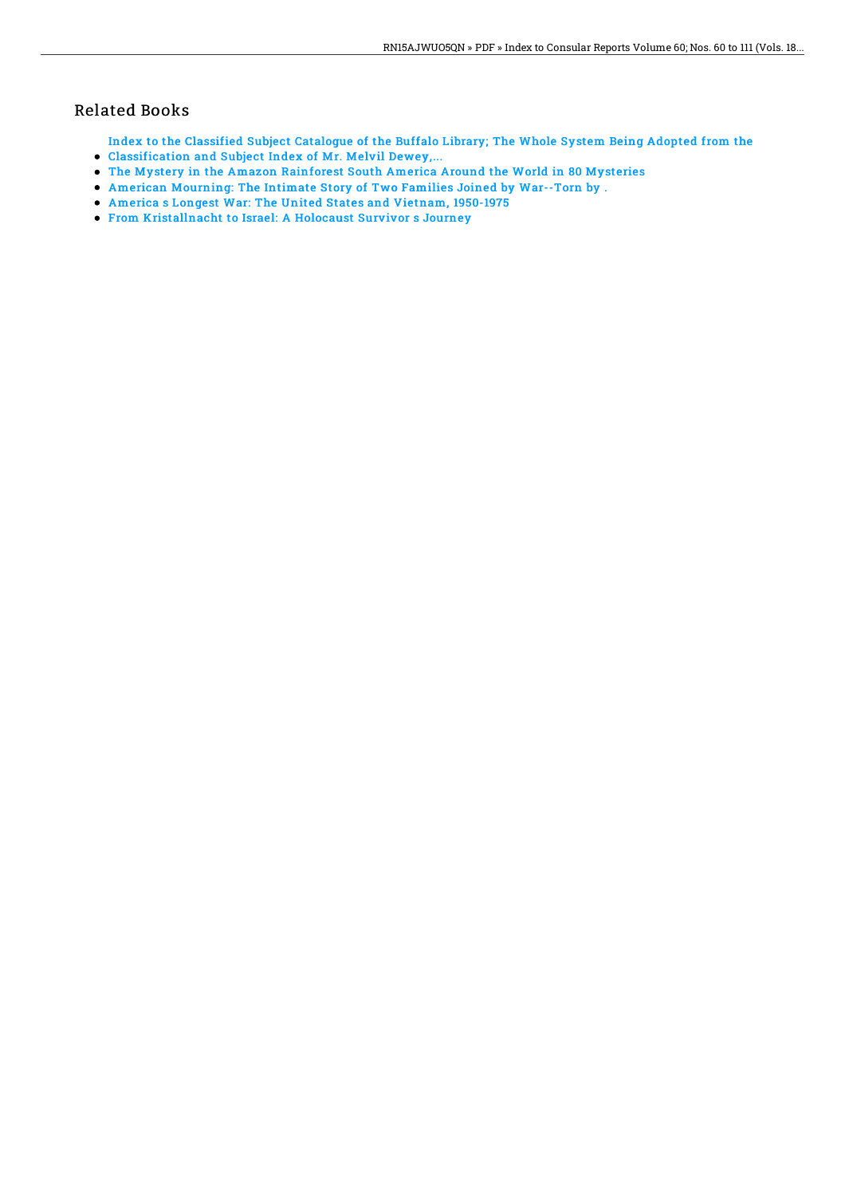## Related Books

- Index to the Classified Subject Catalogue of the Buffalo Library; The Whole System Being Adopted from the Classification and Subject Index of Mr. Melvil Dewey,...
- The Mystery in the Amazon Rainforest South America Around the World in 80 Mysteries
- American Mourning: The Intimate Story of Two Families Joined by War--Torn by .
- America s Longest War: The United States and Vietnam, 1950-1975
- From Kristallnacht to Israel: A Holocaust Survivor s Journey